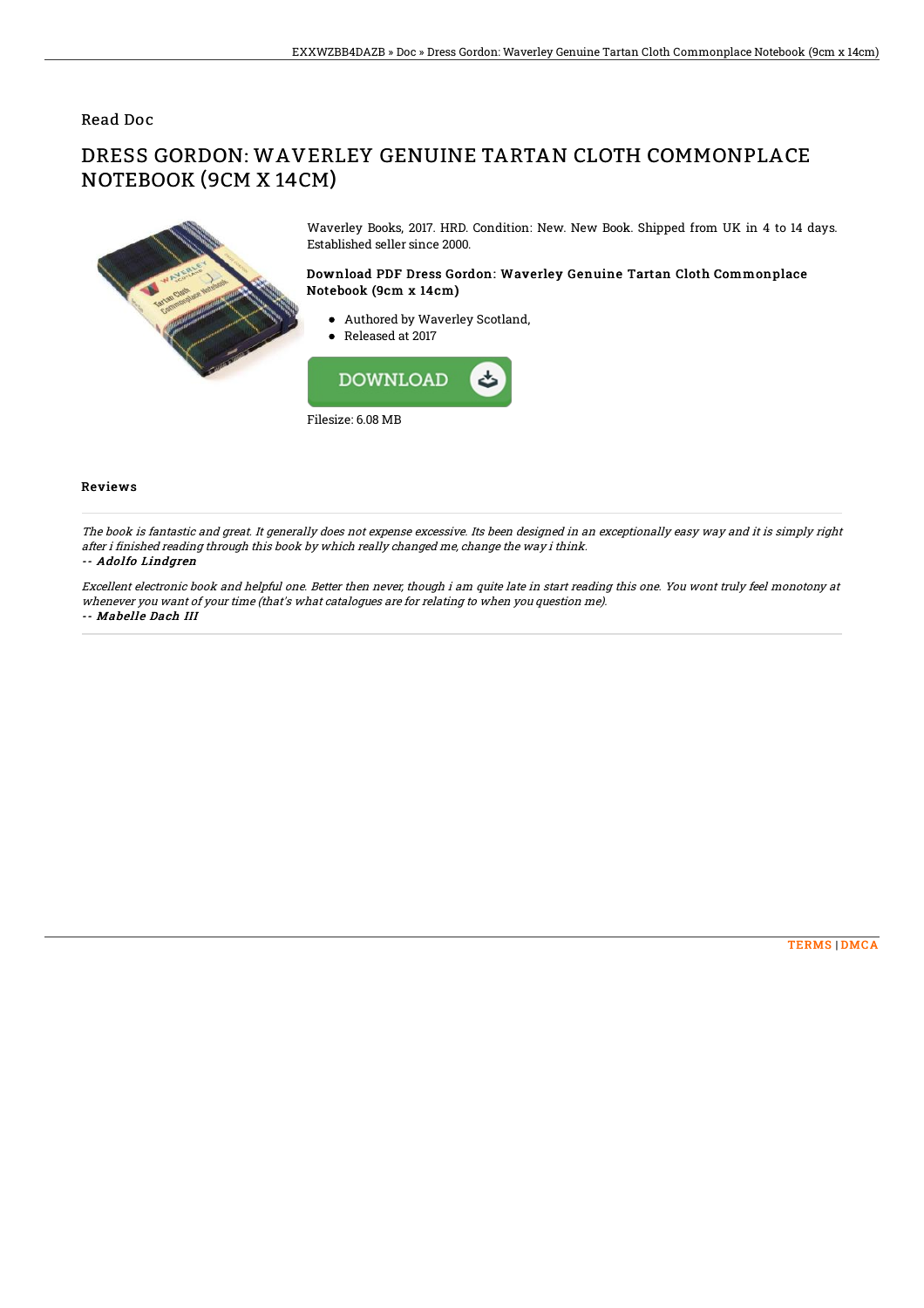Read Doc

# DRESS GORDON: WAVERLEY GENUINE TARTAN CLOTH COMMONPLACE NOTEBOOK (9CM X 14CM)

Waverley Books, 2017. HRD. Condition: New. New Book. Shipped from UK in 4 to 14 days. Established seller since 2000.

### Download PDF Dress Gordon: Waverley Genuine Tartan Cloth Commonplace Notebook (9cm x 14cm)

- Authored by Waverley Scotland,
- Released at 2017

DOWNLOAD

Filesize: 6.08 MB

## Reviews

*The book is fantastic and great. It generally does not expense excessive. Its been designed in an exceptionally easy way and it is simply right after i finished reading through this book by which really changed me, change the way i think.*

*-- **Adolfo Lindgren***

*Excellent electronic book and helpful one. Better then never, though i am quite late in start reading this one. You wont truly feel monotony at whenever you want of your time (that's what catalogues are for relating to when you question me).*

*-- **Mabelle Dach III***

TERMS | DMCA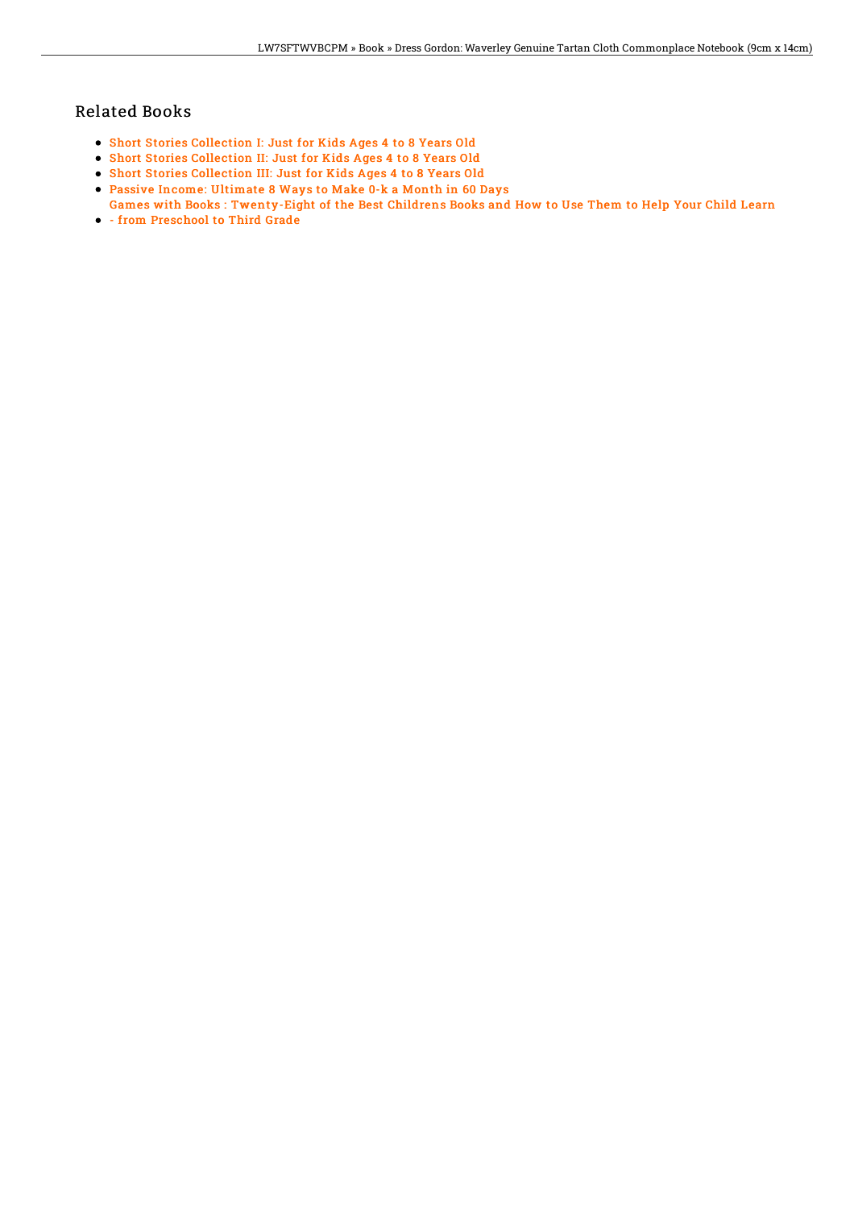## Related Books

- Short Stories Collection I: Just for Kids Ages 4 to 8 Years Old
- Short Stories Collection II: Just for Kids Ages 4 to 8 Years Old
- Short Stories Collection III: Just for Kids Ages 4 to 8 Years Old
- Passive Income: Ultimate 8 Ways to Make 0-k a Month in 60 Days
- Games with Books : Twenty-Eight of the Best Childrens Books and How to Use Them to Help Your Child Learn - from Preschool to Third Grade